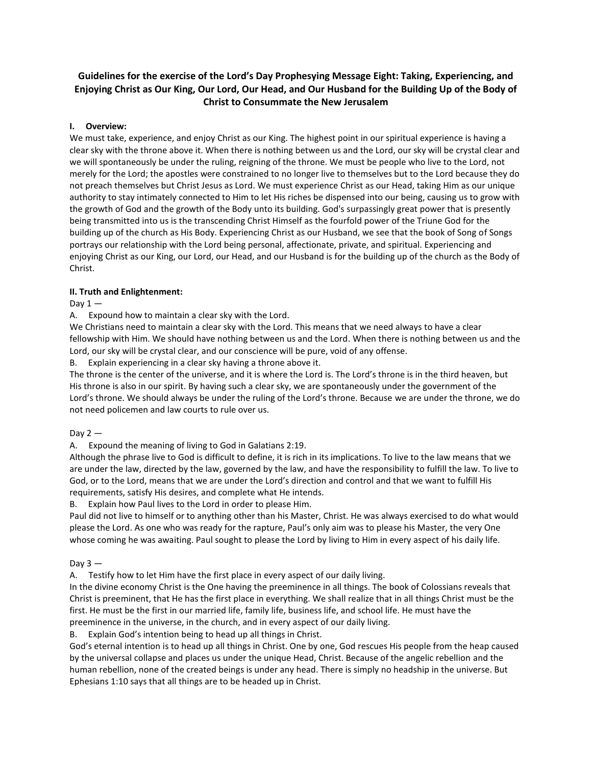# Guidelines for the exercise of the Lord's Day Prophesying Message Eight: Taking, Experiencing, and Enjoying Christ as Our King, Our Lord, Our Head, and Our Husband for the Building Up of the Body of Christ to Consummate the New Jerusalem

## I. Overview:

We must take, experience, and enjoy Christ as our King. The highest point in our spiritual experience is having a clear sky with the throne above it. When there is nothing between us and the Lord, our sky will be crystal clear and we will spontaneously be under the ruling, reigning of the throne. We must be people who live to the Lord, not merely for the Lord; the apostles were constrained to no longer live to themselves but to the Lord because they do not preach themselves but Christ Jesus as Lord. We must experience Christ as our Head, taking Him as our unique authority to stay intimately connected to Him to let His riches be dispensed into our being, causing us to grow with the growth of God and the growth of the Body unto its building. God's surpassingly great power that is presently being transmitted into us is the transcending Christ Himself as the fourfold power of the Triune God for the building up of the church as His Body. Experiencing Christ as our Husband, we see that the book of Song of Songs portrays our relationship with the Lord being personal, affectionate, private, and spiritual. Experiencing and enjoying Christ as our King, our Lord, our Head, and our Husband is for the building up of the church as the Body of Christ.

## II. Truth and Enlightenment:

Day 1 —

A. Expound how to maintain a clear sky with the Lord.

We Christians need to maintain a clear sky with the Lord. This means that we need always to have a clear fellowship with Him. We should have nothing between us and the Lord. When there is nothing between us and the Lord, our sky will be crystal clear, and our conscience will be pure, void of any offense.

B. Explain experiencing in a clear sky having a throne above it.

The throne is the center of the universe, and it is where the Lord is. The Lord's throne is in the third heaven, but His throne is also in our spirit. By having such a clear sky, we are spontaneously under the government of the Lord's throne. We should always be under the ruling of the Lord's throne. Because we are under the throne, we do not need policemen and law courts to rule over us.

Day 2 —

A. Expound the meaning of living to God in Galatians 2:19.

Although the phrase live to God is difficult to define, it is rich in its implications. To live to the law means that we are under the law, directed by the law, governed by the law, and have the responsibility to fulfill the law. To live to God, or to the Lord, means that we are under the Lord's direction and control and that we want to fulfill His requirements, satisfy His desires, and complete what He intends.

B. Explain how Paul lives to the Lord in order to please Him.

Paul did not live to himself or to anything other than his Master, Christ. He was always exercised to do what would please the Lord. As one who was ready for the rapture, Paul's only aim was to please his Master, the very One whose coming he was awaiting. Paul sought to please the Lord by living to Him in every aspect of his daily life.

Day 3 —

A. Testify how to let Him have the first place in every aspect of our daily living.

In the divine economy Christ is the One having the preeminence in all things. The book of Colossians reveals that Christ is preeminent, that He has the first place in everything. We shall realize that in all things Christ must be the first. He must be the first in our married life, family life, business life, and school life. He must have the preeminence in the universe, in the church, and in every aspect of our daily living.

B. Explain God's intention being to head up all things in Christ.

God's eternal intention is to head up all things in Christ. One by one, God rescues His people from the heap caused by the universal collapse and places us under the unique Head, Christ. Because of the angelic rebellion and the human rebellion, none of the created beings is under any head. There is simply no headship in the universe. But Ephesians 1:10 says that all things are to be headed up in Christ.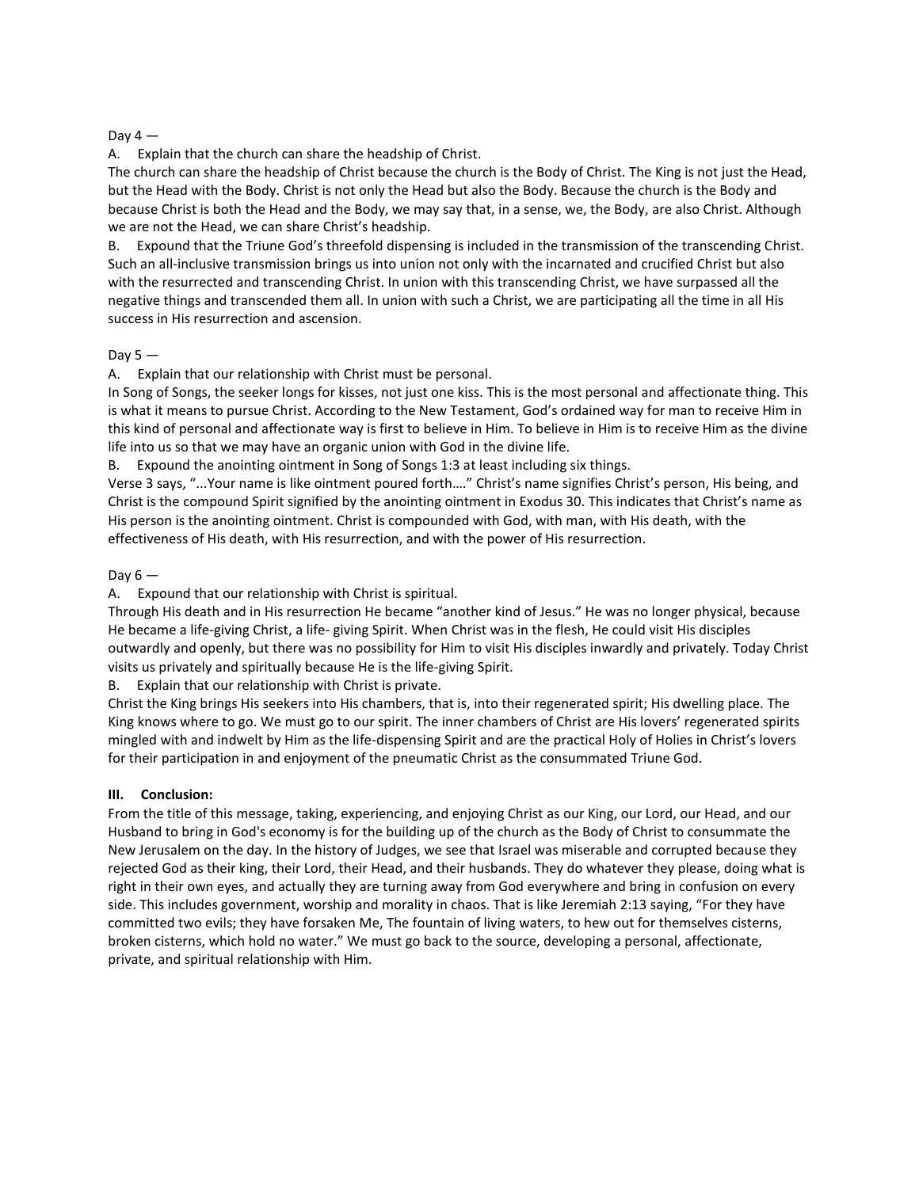Day 4 —

A. Explain that the church can share the headship of Christ.

The church can share the headship of Christ because the church is the Body of Christ. The King is not just the Head, but the Head with the Body. Christ is not only the Head but also the Body. Because the church is the Body and because Christ is both the Head and the Body, we may say that, in a sense, we, the Body, are also Christ. Although we are not the Head, we can share Christ's headship.

B. Expound that the Triune God's threefold dispensing is included in the transmission of the transcending Christ.

Such an all-inclusive transmission brings us into union not only with the incarnated and crucified Christ but also with the resurrected and transcending Christ. In union with this transcending Christ, we have surpassed all the negative things and transcended them all. In union with such a Christ, we are participating all the time in all His success in His resurrection and ascension.

Day 5 —

A. Explain that our relationship with Christ must be personal.

In Song of Songs, the seeker longs for kisses, not just one kiss. This is the most personal and affectionate thing. This is what it means to pursue Christ. According to the New Testament, God's ordained way for man to receive Him in this kind of personal and affectionate way is first to believe in Him. To believe in Him is to receive Him as the divine life into us so that we may have an organic union with God in the divine life.

B. Expound the anointing ointment in Song of Songs 1:3 at least including six things.

Verse 3 says, "...Your name is like ointment poured forth…." Christ's name signifies Christ's person, His being, and Christ is the compound Spirit signified by the anointing ointment in Exodus 30. This indicates that Christ's name as His person is the anointing ointment. Christ is compounded with God, with man, with His death, with the effectiveness of His death, with His resurrection, and with the power of His resurrection.

Day 6 —

A. Expound that our relationship with Christ is spiritual.

Through His death and in His resurrection He became "another kind of Jesus." He was no longer physical, because He became a life-giving Christ, a life- giving Spirit. When Christ was in the flesh, He could visit His disciples outwardly and openly, but there was no possibility for Him to visit His disciples inwardly and privately. Today Christ visits us privately and spiritually because He is the life-giving Spirit.

B. Explain that our relationship with Christ is private.

Christ the King brings His seekers into His chambers, that is, into their regenerated spirit; His dwelling place. The King knows where to go. We must go to our spirit. The inner chambers of Christ are His lovers' regenerated spirits mingled with and indwelt by Him as the life-dispensing Spirit and are the practical Holy of Holies in Christ's lovers for their participation in and enjoyment of the pneumatic Christ as the consummated Triune God.

**III. Conclusion:**

From the title of this message, taking, experiencing, and enjoying Christ as our King, our Lord, our Head, and our Husband to bring in God's economy is for the building up of the church as the Body of Christ to consummate the New Jerusalem on the day. In the history of Judges, we see that Israel was miserable and corrupted because they rejected God as their king, their Lord, their Head, and their husbands. They do whatever they please, doing what is right in their own eyes, and actually they are turning away from God everywhere and bring in confusion on every side. This includes government, worship and morality in chaos. That is like Jeremiah 2:13 saying, "For they have committed two evils; they have forsaken Me, The fountain of living waters, to hew out for themselves cisterns, broken cisterns, which hold no water." We must go back to the source, developing a personal, affectionate, private, and spiritual relationship with Him.